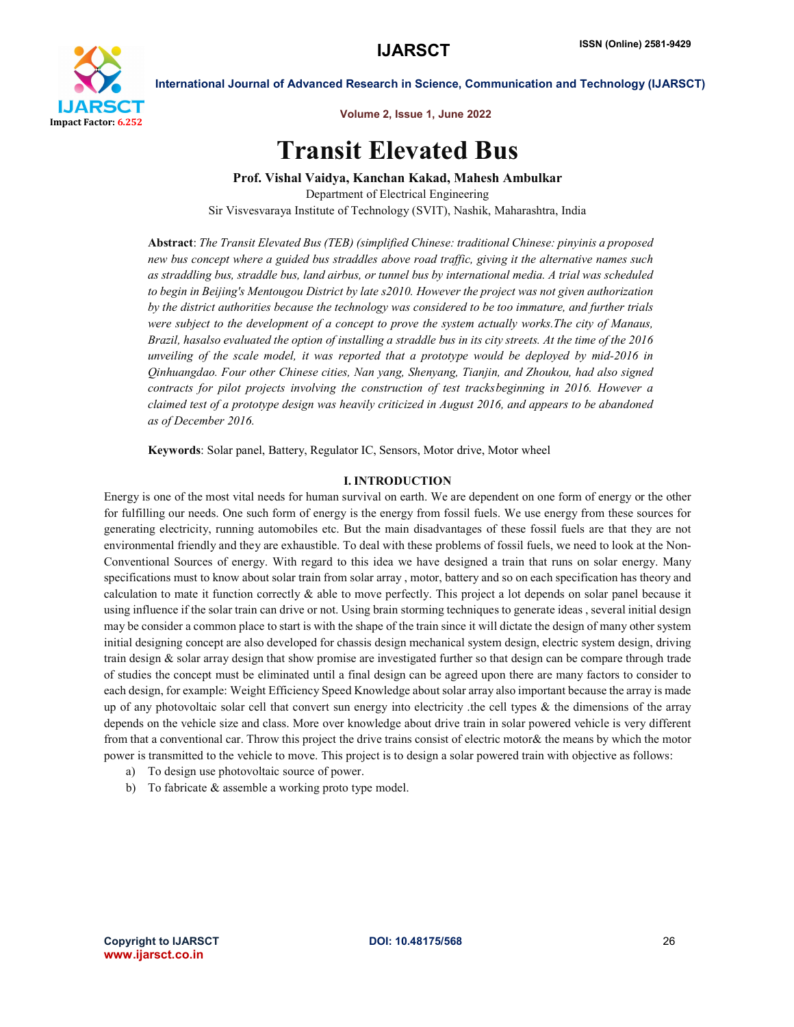# Transit Elevated Bus

**Prof. Vishal Vaidya, Kanchan Kakad, Mahesh Ambulkar**

Department of Electrical Engineering

Sir Visvesvaraya Institute of Technology (SVIT), Nashik, Maharashtra, India

**Abstract**: *The Transit Elevated Bus (TEB) (simplified Chinese: traditional Chinese: pinyinis a proposed new bus concept where a guided bus straddles above road traffic, giving it the alternative names such as straddling bus, straddle bus, land airbus, or tunnel bus by international media. A trial was scheduled to begin in Beijing's Mentougou District by late s2010. However the project was not given authorization by the district authorities because the technology was considered to be too immature, and further trials were subject to the development of a concept to prove the system actually works.The city of Manaus, Brazil, hasalso evaluated the option of installing a straddle bus in its city streets. At the time of the 2016 unveiling of the scale model, it was reported that a prototype would be deployed by mid-2016 in Qinhuangdao. Four other Chinese cities, Nan yang, Shenyang, Tianjin, and Zhoukou, had also signed contracts for pilot projects involving the construction of test tracksbeginning in 2016. However a claimed test of a prototype design was heavily criticized in August 2016, and appears to be abandoned as of December 2016.*

**Keywords**: Solar panel, Battery, Regulator IC, Sensors, Motor drive, Motor wheel

## I. INTRODUCTION

Energy is one of the most vital needs for human survival on earth. We are dependent on one form of energy or the other for fulfilling our needs. One such form of energy is the energy from fossil fuels. We use energy from these sources for generating electricity, running automobiles etc. But the main disadvantages of these fossil fuels are that they are not environmental friendly and they are exhaustible. To deal with these problems of fossil fuels, we need to look at the Non-Conventional Sources of energy. With regard to this idea we have designed a train that runs on solar energy. Many specifications must to know about solar train from solar array , motor, battery and so on each specification has theory and calculation to mate it function correctly & able to move perfectly. This project a lot depends on solar panel because it using influence if the solar train can drive or not. Using brain storming techniques to generate ideas , several initial design may be consider a common place to start is with the shape of the train since it will dictate the design of many other system initial designing concept are also developed for chassis design mechanical system design, electric system design, driving train design & solar array design that show promise are investigated further so that design can be compare through trade of studies the concept must be eliminated until a final design can be agreed upon there are many factors to consider to each design, for example: Weight Efficiency Speed Knowledge about solar array also important because the array is made up of any photovoltaic solar cell that convert sun energy into electricity .the cell types & the dimensions of the array depends on the vehicle size and class. More over knowledge about drive train in solar powered vehicle is very different from that a conventional car. Throw this project the drive trains consist of electric motor& the means by which the motor power is transmitted to the vehicle to move. This project is to design a solar powered train with objective as follows:

a) To design use photovoltaic source of power.
b) To fabricate & assemble a working proto type model.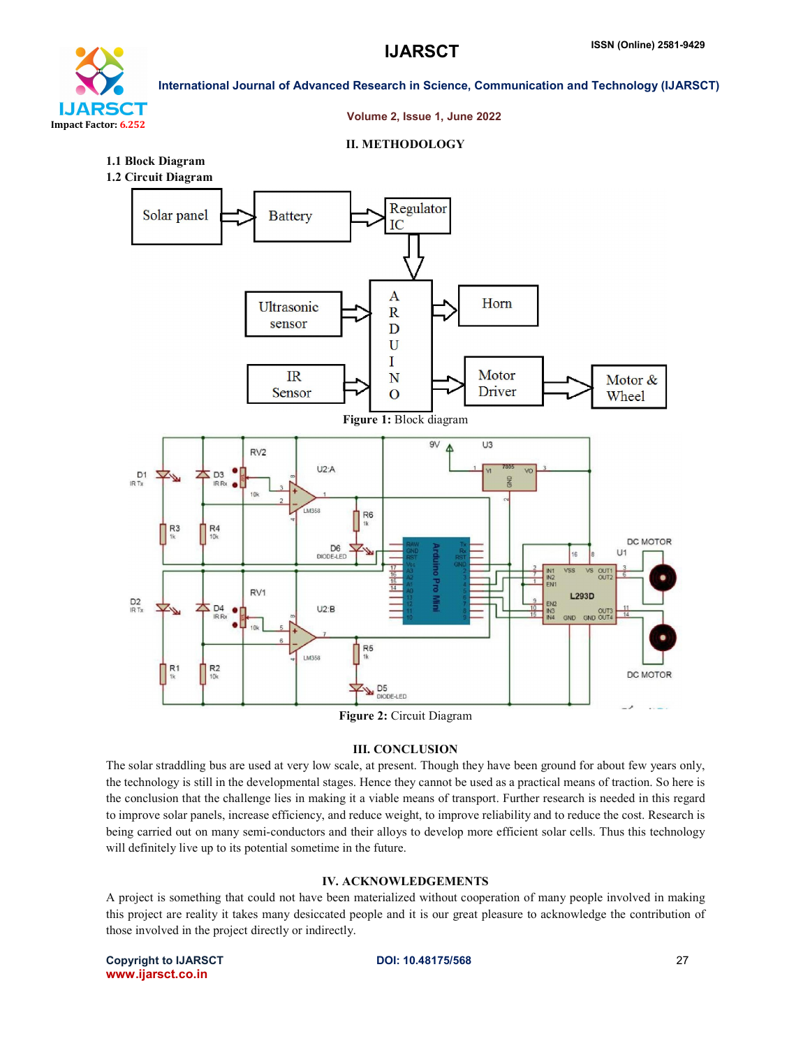## II. METHODOLOGY

**1.1 Block Diagram**

**1.2 Circuit Diagram**

**Figure 1:** Block diagram

**Figure 2:** Circuit Diagram

## III. CONCLUSION

The solar straddling bus are used at very low scale, at present. Though they have been ground for about few years only, the technology is still in the developmental stages. Hence they cannot be used as a practical means of traction. So here is the conclusion that the challenge lies in making it a viable means of transport. Further research is needed in this regard to improve solar panels, increase efficiency, and reduce weight, to improve reliability and to reduce the cost. Research is being carried out on many semi-conductors and their alloys to develop more efficient solar cells. Thus this technology will definitely live up to its potential sometime in the future.

## IV. ACKNOWLEDGEMENTS

A project is something that could not have been materialized without cooperation of many people involved in making this project are reality it takes many desiccated people and it is our great pleasure to acknowledge the contribution of those involved in the project directly or indirectly.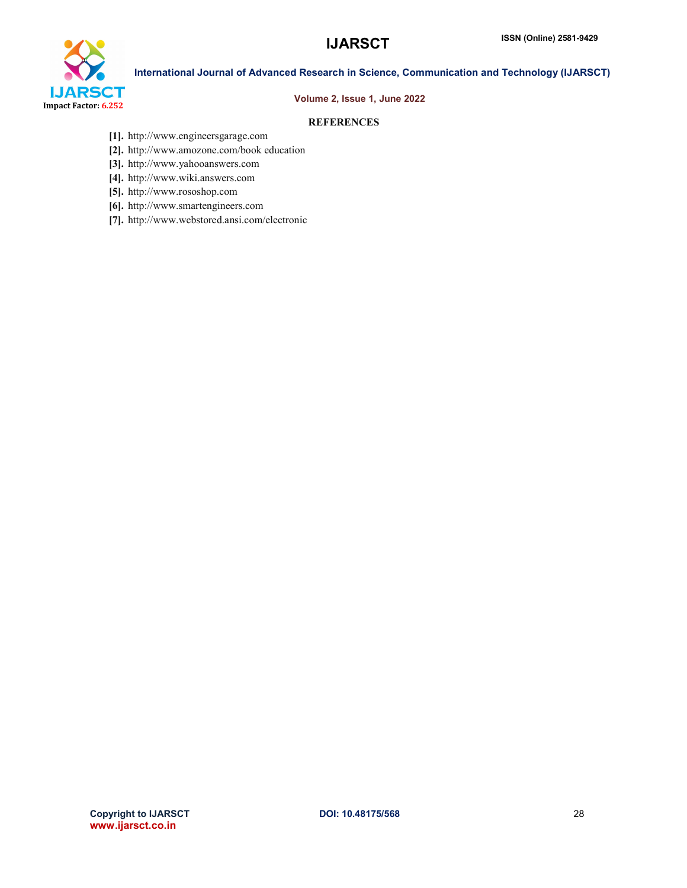## REFERENCES

[1]. http://www.engineersgarage.com
[2]. http://www.amozone.com/book education
[3]. http://www.yahooanswers.com
[4]. http://www.wiki.answers.com
[5]. http://www.rososhop.com
[6]. http://www.smartengineers.com
[7]. http://www.webstored.ansi.com/electronic